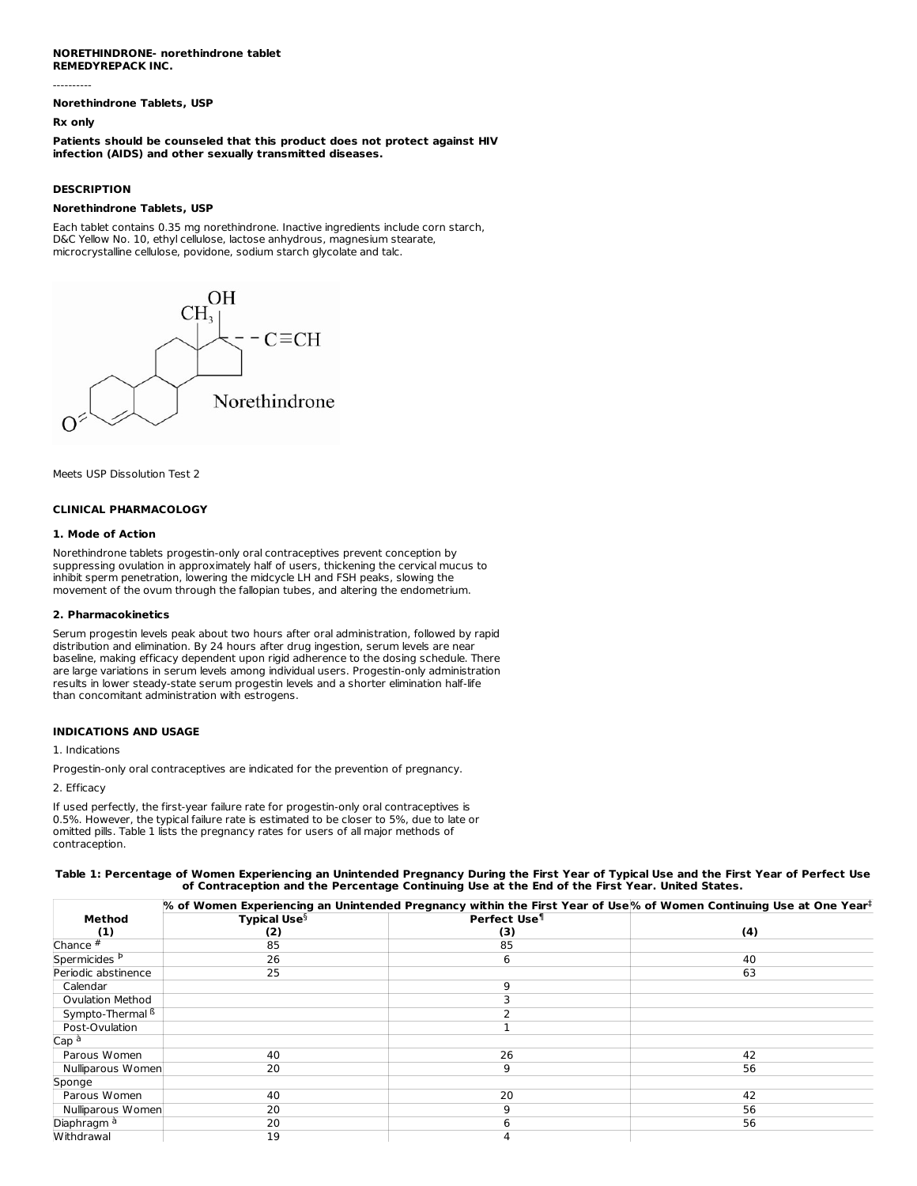**NORETHINDRONE- norethindrone tablet**
**REMEDYREPACK INC.**

----------

**Norethindrone Tablets, USP**

**Rx only**

**Patients should be counseled that this product does not protect against HIV infection (AIDS) and other sexually transmitted diseases.**

## DESCRIPTION

**Norethindrone Tablets, USP**

Each tablet contains 0.35 mg norethindrone. Inactive ingredients include corn starch, D&C Yellow No. 10, ethyl cellulose, lactose anhydrous, magnesium stearate, microcrystalline cellulose, povidone, sodium starch glycolate and talc.

Norethindrone

Meets USP Dissolution Test 2

## CLINICAL PHARMACOLOGY

### 1. Mode of Action

Norethindrone tablets progestin-only oral contraceptives prevent conception by suppressing ovulation in approximately half of users, thickening the cervical mucus to inhibit sperm penetration, lowering the midcycle LH and FSH peaks, slowing the movement of the ovum through the fallopian tubes, and altering the endometrium.

### 2. Pharmacokinetics

Serum progestin levels peak about two hours after oral administration, followed by rapid distribution and elimination. By 24 hours after drug ingestion, serum levels are near baseline, making efficacy dependent upon rigid adherence to the dosing schedule. There are large variations in serum levels among individual users. Progestin-only administration results in lower steady-state serum progestin levels and a shorter elimination half-life than concomitant administration with estrogens.

## INDICATIONS AND USAGE

1. Indications

Progestin-only oral contraceptives are indicated for the prevention of pregnancy.

2. Efficacy

If used perfectly, the first-year failure rate for progestin-only oral contraceptives is 0.5%. However, the typical failure rate is estimated to be closer to 5%, due to late or omitted pills. Table 1 lists the pregnancy rates for users of all major methods of contraception.

**Table 1: Percentage of Women Experiencing an Unintended Pregnancy During the First Year of Typical Use and the First Year of Perfect Use of Contraception and the Percentage Continuing Use at the End of the First Year. United States.**

| | % of Women Experiencing an Unintended Pregnancy within the First Year of Use | | % of Women Continuing Use at One Year‡ |
|---|---|---|---|
| **Method (1)** | **Typical Use§ (2)** | **Perfect Use¶ (3)** | **(4)** |
| Chance # | 85 | 85 | |
| Spermicides Þ | 26 | 6 | 40 |
| Periodic abstinence | 25 | | 63 |
| Calendar | | 9 | |
| Ovulation Method | | 3 | |
| Sympto-Thermal ß | | 2 | |
| Post-Ovulation | | 1 | |
| Cap à | | | |
| Parous Women | 40 | 26 | 42 |
| Nulliparous Women | 20 | 9 | 56 |
| Sponge | | | |
| Parous Women | 40 | 20 | 42 |
| Nulliparous Women | 20 | 9 | 56 |
| Diaphragm à | 20 | 6 | 56 |
| Withdrawal | 19 | 4 | |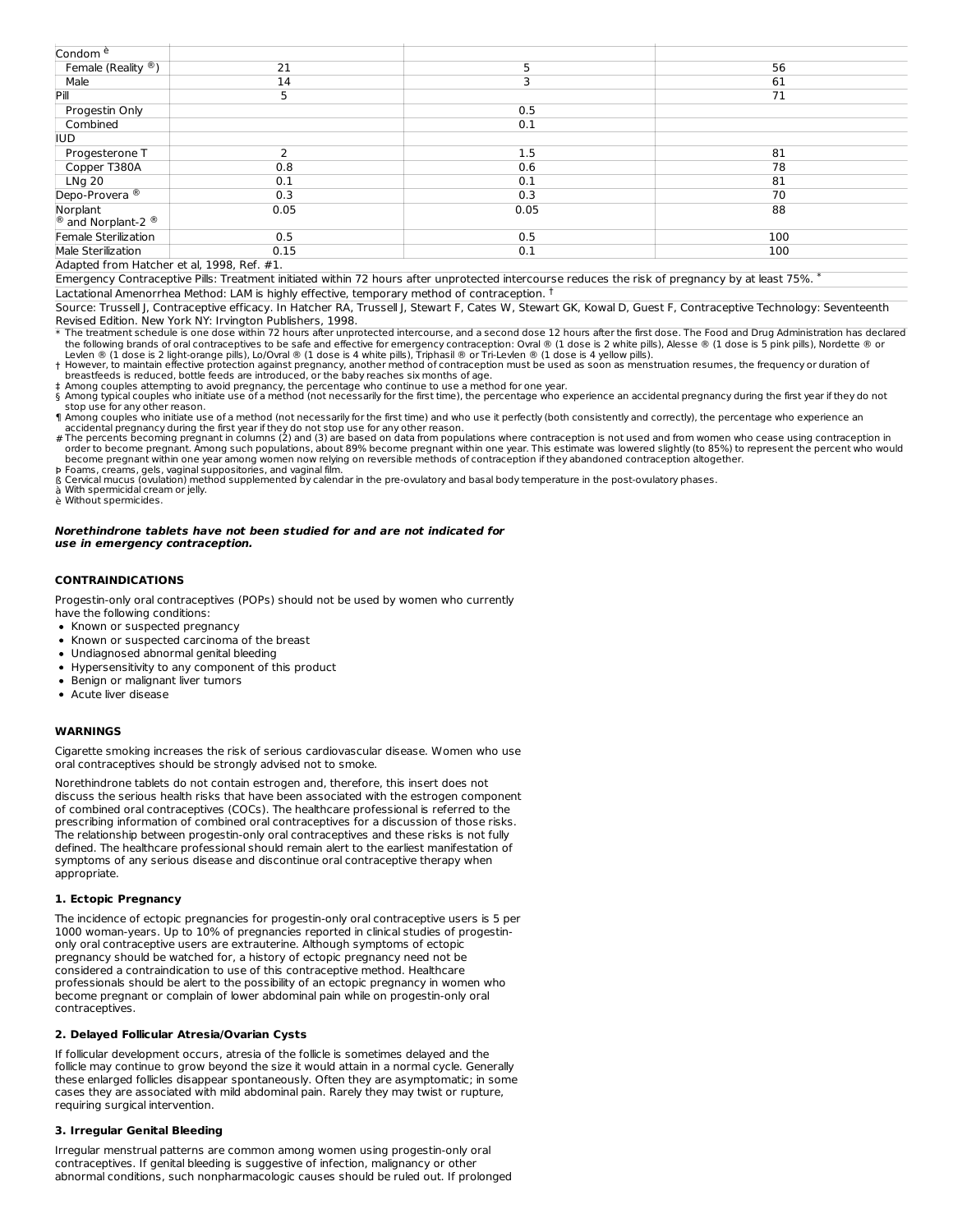| | | | |
|---|---|---|---|
| Condom è | | | |
| Female (Reality ®) | 21 | 5 | 56 |
| Male | 14 | 3 | 61 |
| Pill | 5 | | 71 |
| Progestin Only | | 0.5 | |
| Combined | | 0.1 | |
| IUD | | | |
| Progesterone T | 2 | 1.5 | 81 |
| Copper T380A | 0.8 | 0.6 | 78 |
| LNg 20 | 0.1 | 0.1 | 81 |
| Depo-Provera ® | 0.3 | 0.3 | 70 |
| Norplant ® and Norplant-2 ® | 0.05 | 0.05 | 88 |
| Female Sterilization | 0.5 | 0.5 | 100 |
| Male Sterilization | 0.15 | 0.1 | 100 |

Adapted from Hatcher et al, 1998, Ref. #1.

Emergency Contraceptive Pills: Treatment initiated within 72 hours after unprotected intercourse reduces the risk of pregnancy by at least 75%. *

Lactational Amenorrhea Method: LAM is highly effective, temporary method of contraception. †

Source: Trussell J, Contraceptive efficacy. In Hatcher RA, Trussell J, Stewart F, Cates W, Stewart GK, Kowal D, Guest F, Contraceptive Technology: Seventeenth Revised Edition. New York NY: Irvington Publishers, 1998.

\* The treatment schedule is one dose within 72 hours after unprotected intercourse, and a second dose 12 hours after the first dose. The Food and Drug Administration has declared the following brands of oral contraceptives to be safe and effective for emergency contraception: Ovral ® (1 dose is 2 white pills), Alesse ® (1 dose is 5 pink pills), Nordette ® or Levlen ® (1 dose is 2 light-orange pills), Lo/Ovral ® (1 dose is 4 white pills), Triphasil ® or Tri-Levlen ® (1 dose is 4 yellow pills).

† However, to maintain effective protection against pregnancy, another method of contraception must be used as soon as menstruation resumes, the frequency or duration of breastfeeds is reduced, bottle feeds are introduced, or the baby reaches six months of age.

‡ Among couples attempting to avoid pregnancy, the percentage who continue to use a method for one year.

§ Among typical couples who initiate use of a method (not necessarily for the first time), the percentage who experience an accidental pregnancy during the first year if they do not stop use for any other reason.

¶ Among couples who initiate use of a method (not necessarily for the first time) and who use it perfectly (both consistently and correctly), the percentage who experience an accidental pregnancy during the first year if they do not stop use for any other reason.

\# The percents becoming pregnant in columns (2) and (3) are based on data from populations where contraception is not used and from women who cease using contraception in order to become pregnant. Among such populations, about 89% become pregnant within one year. This estimate was lowered slightly (to 85%) to represent the percent who would become pregnant within one year among women now relying on reversible methods of contraception if they abandoned contraception altogether.

þ Foams, creams, gels, vaginal suppositories, and vaginal film.

ß Cervical mucus (ovulation) method supplemented by calendar in the pre-ovulatory and basal body temperature in the post-ovulatory phases.

à With spermicidal cream or jelly.

è Without spermicides.

***Norethindrone tablets have not been studied for and are not indicated for use in emergency contraception.***

## CONTRAINDICATIONS

Progestin-only oral contraceptives (POPs) should not be used by women who currently have the following conditions:

- Known or suspected pregnancy
- Known or suspected carcinoma of the breast
- Undiagnosed abnormal genital bleeding
- Hypersensitivity to any component of this product
- Benign or malignant liver tumors
- Acute liver disease

## WARNINGS

Cigarette smoking increases the risk of serious cardiovascular disease. Women who use oral contraceptives should be strongly advised not to smoke.

Norethindrone tablets do not contain estrogen and, therefore, this insert does not discuss the serious health risks that have been associated with the estrogen component of combined oral contraceptives (COCs). The healthcare professional is referred to the prescribing information of combined oral contraceptives for a discussion of those risks. The relationship between progestin-only oral contraceptives and these risks is not fully defined. The healthcare professional should remain alert to the earliest manifestation of symptoms of any serious disease and discontinue oral contraceptive therapy when appropriate.

### 1. Ectopic Pregnancy

The incidence of ectopic pregnancies for progestin-only oral contraceptive users is 5 per 1000 woman-years. Up to 10% of pregnancies reported in clinical studies of progestin-only oral contraceptive users are extrauterine. Although symptoms of ectopic pregnancy should be watched for, a history of ectopic pregnancy need not be considered a contraindication to use of this contraceptive method. Healthcare professionals should be alert to the possibility of an ectopic pregnancy in women who become pregnant or complain of lower abdominal pain while on progestin-only oral contraceptives.

### 2. Delayed Follicular Atresia/Ovarian Cysts

If follicular development occurs, atresia of the follicle is sometimes delayed and the follicle may continue to grow beyond the size it would attain in a normal cycle. Generally these enlarged follicles disappear spontaneously. Often they are asymptomatic; in some cases they are associated with mild abdominal pain. Rarely they may twist or rupture, requiring surgical intervention.

### 3. Irregular Genital Bleeding

Irregular menstrual patterns are common among women using progestin-only oral contraceptives. If genital bleeding is suggestive of infection, malignancy or other abnormal conditions, such nonpharmacologic causes should be ruled out. If prolonged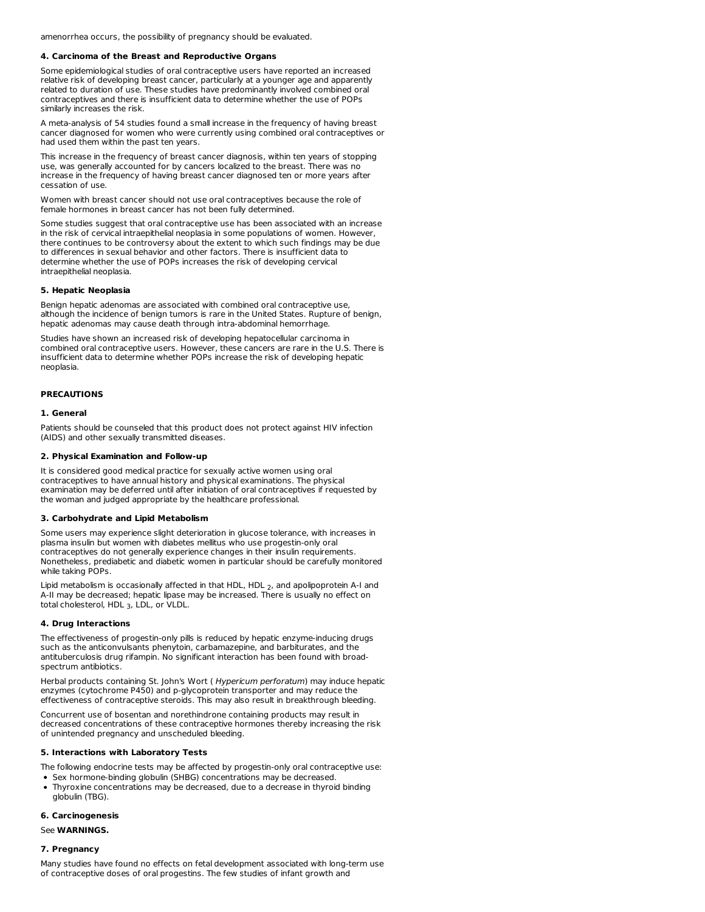amenorrhea occurs, the possibility of pregnancy should be evaluated.

**4. Carcinoma of the Breast and Reproductive Organs**

Some epidemiological studies of oral contraceptive users have reported an increased relative risk of developing breast cancer, particularly at a younger age and apparently related to duration of use. These studies have predominantly involved combined oral contraceptives and there is insufficient data to determine whether the use of POPs similarly increases the risk.

A meta-analysis of 54 studies found a small increase in the frequency of having breast cancer diagnosed for women who were currently using combined oral contraceptives or had used them within the past ten years.

This increase in the frequency of breast cancer diagnosis, within ten years of stopping use, was generally accounted for by cancers localized to the breast. There was no increase in the frequency of having breast cancer diagnosed ten or more years after cessation of use.

Women with breast cancer should not use oral contraceptives because the role of female hormones in breast cancer has not been fully determined.

Some studies suggest that oral contraceptive use has been associated with an increase in the risk of cervical intraepithelial neoplasia in some populations of women. However, there continues to be controversy about the extent to which such findings may be due to differences in sexual behavior and other factors. There is insufficient data to determine whether the use of POPs increases the risk of developing cervical intraepithelial neoplasia.

**5. Hepatic Neoplasia**

Benign hepatic adenomas are associated with combined oral contraceptive use, although the incidence of benign tumors is rare in the United States. Rupture of benign, hepatic adenomas may cause death through intra-abdominal hemorrhage.

Studies have shown an increased risk of developing hepatocellular carcinoma in combined oral contraceptive users. However, these cancers are rare in the U.S. There is insufficient data to determine whether POPs increase the risk of developing hepatic neoplasia.

## PRECAUTIONS

**1. General**

Patients should be counseled that this product does not protect against HIV infection (AIDS) and other sexually transmitted diseases.

**2. Physical Examination and Follow-up**

It is considered good medical practice for sexually active women using oral contraceptives to have annual history and physical examinations. The physical examination may be deferred until after initiation of oral contraceptives if requested by the woman and judged appropriate by the healthcare professional.

**3. Carbohydrate and Lipid Metabolism**

Some users may experience slight deterioration in glucose tolerance, with increases in plasma insulin but women with diabetes mellitus who use progestin-only oral contraceptives do not generally experience changes in their insulin requirements. Nonetheless, prediabetic and diabetic women in particular should be carefully monitored while taking POPs.

Lipid metabolism is occasionally affected in that HDL, $HDL_2$, and apolipoprotein A-I and A-II may be decreased; hepatic lipase may be increased. There is usually no effect on total cholesterol, $HDL_3$, LDL, or VLDL.

**4. Drug Interactions**

The effectiveness of progestin-only pills is reduced by hepatic enzyme-inducing drugs such as the anticonvulsants phenytoin, carbamazepine, and barbiturates, and the antituberculosis drug rifampin. No significant interaction has been found with broad-spectrum antibiotics.

Herbal products containing St. John's Wort ( *Hypericum perforatum*) may induce hepatic enzymes (cytochrome P450) and p-glycoprotein transporter and may reduce the effectiveness of contraceptive steroids. This may also result in breakthrough bleeding.

Concurrent use of bosentan and norethindrone containing products may result in decreased concentrations of these contraceptive hormones thereby increasing the risk of unintended pregnancy and unscheduled bleeding.

**5. Interactions with Laboratory Tests**

The following endocrine tests may be affected by progestin-only oral contraceptive use:

- Sex hormone-binding globulin (SHBG) concentrations may be decreased.
- Thyroxine concentrations may be decreased, due to a decrease in thyroid binding globulin (TBG).

**6. Carcinogenesis**

See **WARNINGS.**

**7. Pregnancy**

Many studies have found no effects on fetal development associated with long-term use of contraceptive doses of oral progestins. The few studies of infant growth and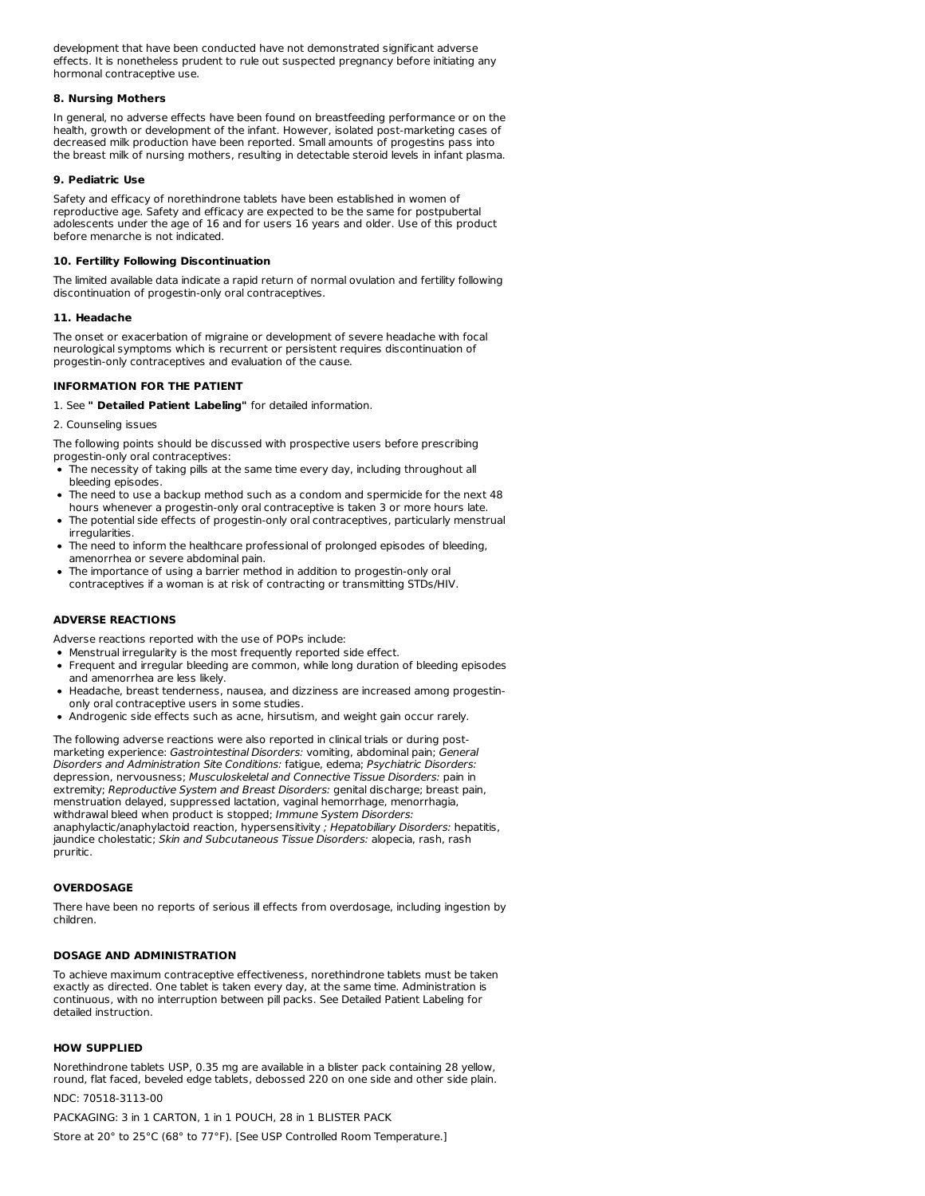development that have been conducted have not demonstrated significant adverse effects. It is nonetheless prudent to rule out suspected pregnancy before initiating any hormonal contraceptive use.

### 8. Nursing Mothers

In general, no adverse effects have been found on breastfeeding performance or on the health, growth or development of the infant. However, isolated post-marketing cases of decreased milk production have been reported. Small amounts of progestins pass into the breast milk of nursing mothers, resulting in detectable steroid levels in infant plasma.

### 9. Pediatric Use

Safety and efficacy of norethindrone tablets have been established in women of reproductive age. Safety and efficacy are expected to be the same for postpubertal adolescents under the age of 16 and for users 16 years and older. Use of this product before menarche is not indicated.

### 10. Fertility Following Discontinuation

The limited available data indicate a rapid return of normal ovulation and fertility following discontinuation of progestin-only oral contraceptives.

### 11. Headache

The onset or exacerbation of migraine or development of severe headache with focal neurological symptoms which is recurrent or persistent requires discontinuation of progestin-only contraceptives and evaluation of the cause.

## INFORMATION FOR THE PATIENT

1. See **" Detailed Patient Labeling"** for detailed information.

2. Counseling issues

The following points should be discussed with prospective users before prescribing progestin-only oral contraceptives:

- The necessity of taking pills at the same time every day, including throughout all bleeding episodes.
- The need to use a backup method such as a condom and spermicide for the next 48 hours whenever a progestin-only oral contraceptive is taken 3 or more hours late.
- The potential side effects of progestin-only oral contraceptives, particularly menstrual irregularities.
- The need to inform the healthcare professional of prolonged episodes of bleeding, amenorrhea or severe abdominal pain.
- The importance of using a barrier method in addition to progestin-only oral contraceptives if a woman is at risk of contracting or transmitting STDs/HIV.

## ADVERSE REACTIONS

Adverse reactions reported with the use of POPs include:

- Menstrual irregularity is the most frequently reported side effect.
- Frequent and irregular bleeding are common, while long duration of bleeding episodes and amenorrhea are less likely.
- Headache, breast tenderness, nausea, and dizziness are increased among progestin-only oral contraceptive users in some studies.
- Androgenic side effects such as acne, hirsutism, and weight gain occur rarely.

The following adverse reactions were also reported in clinical trials or during post-marketing experience: *Gastrointestinal Disorders:* vomiting, abdominal pain; *General Disorders and Administration Site Conditions:* fatigue, edema; *Psychiatric Disorders:* depression, nervousness; *Musculoskeletal and Connective Tissue Disorders:* pain in extremity; *Reproductive System and Breast Disorders:* genital discharge; breast pain, menstruation delayed, suppressed lactation, vaginal hemorrhage, menorrhagia, withdrawal bleed when product is stopped; *Immune System Disorders:* anaphylactic/anaphylactoid reaction, hypersensitivity *; Hepatobiliary Disorders:* hepatitis, jaundice cholestatic; *Skin and Subcutaneous Tissue Disorders:* alopecia, rash, rash pruritic.

## OVERDOSAGE

There have been no reports of serious ill effects from overdosage, including ingestion by children.

## DOSAGE AND ADMINISTRATION

To achieve maximum contraceptive effectiveness, norethindrone tablets must be taken exactly as directed. One tablet is taken every day, at the same time. Administration is continuous, with no interruption between pill packs. See Detailed Patient Labeling for detailed instruction.

## HOW SUPPLIED

Norethindrone tablets USP, 0.35 mg are available in a blister pack containing 28 yellow, round, flat faced, beveled edge tablets, debossed 220 on one side and other side plain.

NDC: 70518-3113-00

PACKAGING: 3 in 1 CARTON, 1 in 1 POUCH, 28 in 1 BLISTER PACK

Store at 20° to 25°C (68° to 77°F). [See USP Controlled Room Temperature.]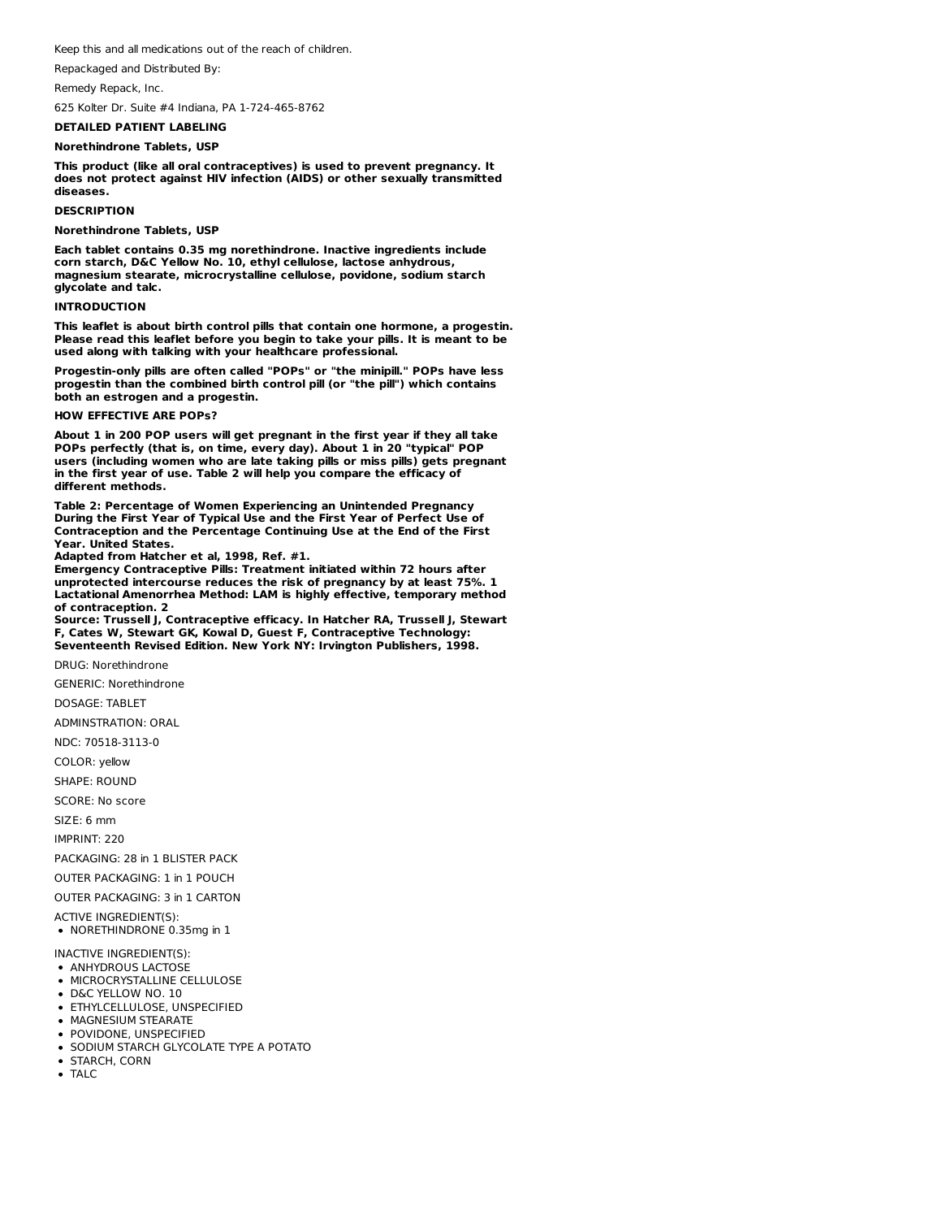Keep this and all medications out of the reach of children.

Repackaged and Distributed By:

Remedy Repack, Inc.

625 Kolter Dr. Suite #4 Indiana, PA 1-724-465-8762

**DETAILED PATIENT LABELING**

**Norethindrone Tablets, USP**

**This product (like all oral contraceptives) is used to prevent pregnancy. It does not protect against HIV infection (AIDS) or other sexually transmitted diseases.**

**DESCRIPTION**

**Norethindrone Tablets, USP**

**Each tablet contains 0.35 mg norethindrone. Inactive ingredients include corn starch, D&C Yellow No. 10, ethyl cellulose, lactose anhydrous, magnesium stearate, microcrystalline cellulose, povidone, sodium starch glycolate and talc.**

**INTRODUCTION**

**This leaflet is about birth control pills that contain one hormone, a progestin. Please read this leaflet before you begin to take your pills. It is meant to be used along with talking with your healthcare professional.**

**Progestin-only pills are often called "POPs" or "the minipill." POPs have less progestin than the combined birth control pill (or "the pill") which contains both an estrogen and a progestin.**

**HOW EFFECTIVE ARE POPs?**

**About 1 in 200 POP users will get pregnant in the first year if they all take POPs perfectly (that is, on time, every day). About 1 in 20 "typical" POP users (including women who are late taking pills or miss pills) gets pregnant in the first year of use. Table 2 will help you compare the efficacy of different methods.**

**Table 2: Percentage of Women Experiencing an Unintended Pregnancy During the First Year of Typical Use and the First Year of Perfect Use of Contraception and the Percentage Continuing Use at the End of the First Year. United States.**
**Adapted from Hatcher et al, 1998, Ref. #1.**
**Emergency Contraceptive Pills: Treatment initiated within 72 hours after unprotected intercourse reduces the risk of pregnancy by at least 75%. 1**
**Lactational Amenorrhea Method: LAM is highly effective, temporary method of contraception. 2**
**Source: Trussell J, Contraceptive efficacy. In Hatcher RA, Trussell J, Stewart F, Cates W, Stewart GK, Kowal D, Guest F, Contraceptive Technology: Seventeenth Revised Edition. New York NY: Irvington Publishers, 1998.**

DRUG: Norethindrone

GENERIC: Norethindrone

DOSAGE: TABLET

ADMINSTRATION: ORAL

NDC: 70518-3113-0

COLOR: yellow

SHAPE: ROUND

SCORE: No score

SIZE: 6 mm

IMPRINT: 220

PACKAGING: 28 in 1 BLISTER PACK

OUTER PACKAGING: 1 in 1 POUCH

OUTER PACKAGING: 3 in 1 CARTON

ACTIVE INGREDIENT(S):

- NORETHINDRONE 0.35mg in 1

INACTIVE INGREDIENT(S):

- ANHYDROUS LACTOSE
- MICROCRYSTALLINE CELLULOSE
- D&C YELLOW NO. 10
- ETHYLCELLULOSE, UNSPECIFIED
- MAGNESIUM STEARATE
- POVIDONE, UNSPECIFIED
- SODIUM STARCH GLYCOLATE TYPE A POTATO
- STARCH, CORN
- TALC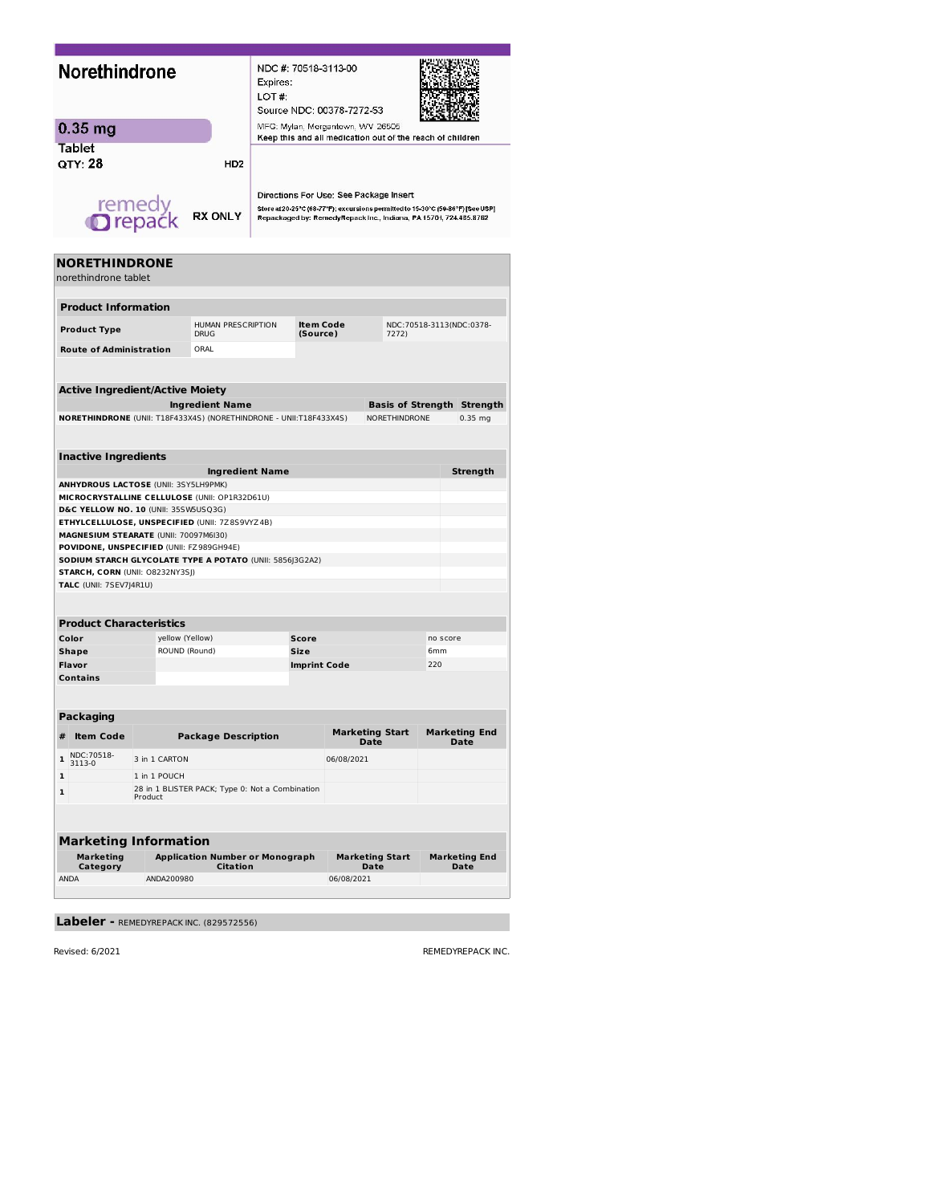Norethindrone

0.35 mg

Tablet

QTY: 28

HD2

remedy repack

RX ONLY

NDC #: 70518-3113-00

Expires:

LOT #:

Source NDC: 00378-7272-53

MFG: Mylan, Morgantown, WV 26505

Keep this and all medication out of the reach of children

Directions For Use: See Package Insert

Store at 20-25°C (68-77°F); excursions permitted to 15-30°C (59-86°F) [See USP]

Repackaged by: RemedyRepack Inc., Indiana, PA 15701, 724.465.8762

## NORETHINDRONE

norethindrone tablet

### Product Information

| | | | |
|---|---|---|---|
| **Product Type** | HUMAN PRESCRIPTION DRUG | **Item Code (Source)** | NDC:70518-3113(NDC:0378-7272) |
| **Route of Administration** | ORAL | | |

### Active Ingredient/Active Moiety

| Ingredient Name | Basis of Strength | Strength |
|---|---|---|
| **NORETHINDRONE** (UNII: T18F433X4S) (NORETHINDRONE - UNII:T18F433X4S) | NORETHINDRONE | 0.35 mg |

### Inactive Ingredients

| Ingredient Name | Strength |
|---|---|
| **ANHYDROUS LACTOSE** (UNII: 3SY5LH9PMK) | |
| **MICROCRYSTALLINE CELLULOSE** (UNII: OP1R32D61U) | |
| **D&C YELLOW NO. 10** (UNII: 35SW5USQ3G) | |
| **ETHYLCELLULOSE, UNSPECIFIED** (UNII: 7Z8S9VYZ4B) | |
| **MAGNESIUM STEARATE** (UNII: 70097M6I30) | |
| **POVIDONE, UNSPECIFIED** (UNII: FZ989GH94E) | |
| **SODIUM STARCH GLYCOLATE TYPE A POTATO** (UNII: 5856J3G2A2) | |
| **STARCH, CORN** (UNII: O8232NY3SJ) | |
| **TALC** (UNII: 7SEV7J4R1U) | |

### Product Characteristics

| | | | |
|---|---|---|---|
| **Color** | yellow (Yellow) | **Score** | no score |
| **Shape** | ROUND (Round) | **Size** | 6mm |
| **Flavor** | | **Imprint Code** | 220 |
| **Contains** | | | |

### Packaging

| # | Item Code | Package Description | Marketing Start Date | Marketing End Date |
|---|---|---|---|---|
| 1 | NDC:70518-3113-0 | 3 in 1 CARTON | 06/08/2021 | |
| 1 | | 1 in 1 POUCH | | |
| 1 | | 28 in 1 BLISTER PACK; Type 0: Not a Combination Product | | |

### Marketing Information

| Marketing Category | Application Number or Monograph Citation | Marketing Start Date | Marketing End Date |
|---|---|---|---|
| ANDA | ANDA200980 | 06/08/2021 | |

**Labeler -** REMEDYREPACK INC. (829572556)

Revised: 6/2021

REMEDYREPACK INC.